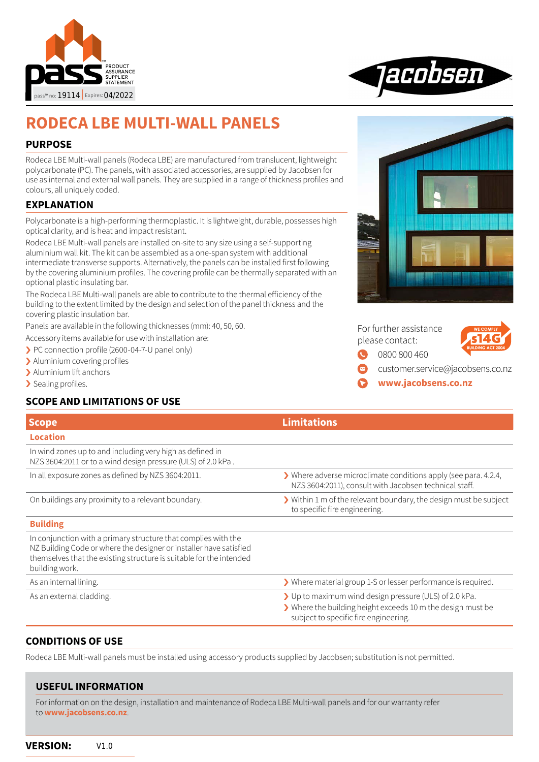pass™ no: 19114 | Expires: 04/2022

PRODUCT ASSURANCE SUPPLIER STATEMENT

# RODECA LBE MULTI-WALL PANELS

## PURPOSE

Rodeca LBE Multi-wall panels (Rodeca LBE) are manufactured from translucent, lightweight polycarbonate (PC). The panels, with associated accessories, are supplied by Jacobsen for use as internal and external wall panels. They are supplied in a range of thickness profiles and colours, all uniquely coded.

## EXPLANATION

Polycarbonate is a high-performing thermoplastic. It is lightweight, durable, possesses high optical clarity, and is heat and impact resistant.

Rodeca LBE Multi-wall panels are installed on-site to any size using a self-supporting aluminium wall kit. The kit can be assembled as a one-span system with additional intermediate transverse supports. Alternatively, the panels can be installed first following by the covering aluminium profiles. The covering profile can be thermally separated with an optional plastic insulating bar.

The Rodeca LBE Multi-wall panels are able to contribute to the thermal efficiency of the building to the extent limited by the design and selection of the panel thickness and the covering plastic insulation bar.

Panels are available in the following thicknesses (mm): 40, 50, 60.

Accessory items available for use with installation are:

- PC connection profile (2600-04-7-U panel only)
- Aluminium covering profiles
- Aluminium lift anchors
- Sealing profiles.

For further assistance please contact:

- 0800 800 460
- customer.service@jacobsens.co.nz
- **www.jacobsens.co.nz**

## SCOPE AND LIMITATIONS OF USE

| Scope | Limitations |
|---|---|
| **Location** | |
| In wind zones up to and including very high as defined in NZS 3604:2011 or to a wind design pressure (ULS) of 2.0 kPa . | |
| In all exposure zones as defined by NZS 3604:2011. | Where adverse microclimate conditions apply (see para. 4.2.4, NZS 3604:2011), consult with Jacobsen technical staff. |
| On buildings any proximity to a relevant boundary. | Within 1 m of the relevant boundary, the design must be subject to specific fire engineering. |
| **Building** | |
| In conjunction with a primary structure that complies with the NZ Building Code or where the designer or installer have satisfied themselves that the existing structure is suitable for the intended building work. | |
| As an internal lining. | Where material group 1-S or lesser performance is required. |
| As an external cladding. | Up to maximum wind design pressure (ULS) of 2.0 kPa.<br>Where the building height exceeds 10 m the design must be subject to specific fire engineering. |

## CONDITIONS OF USE

Rodeca LBE Multi-wall panels must be installed using accessory products supplied by Jacobsen; substitution is not permitted.

## USEFUL INFORMATION

For information on the design, installation and maintenance of Rodeca LBE Multi-wall panels and for our warranty refer to **www.jacobsens.co.nz**.

**VERSION:** V1.0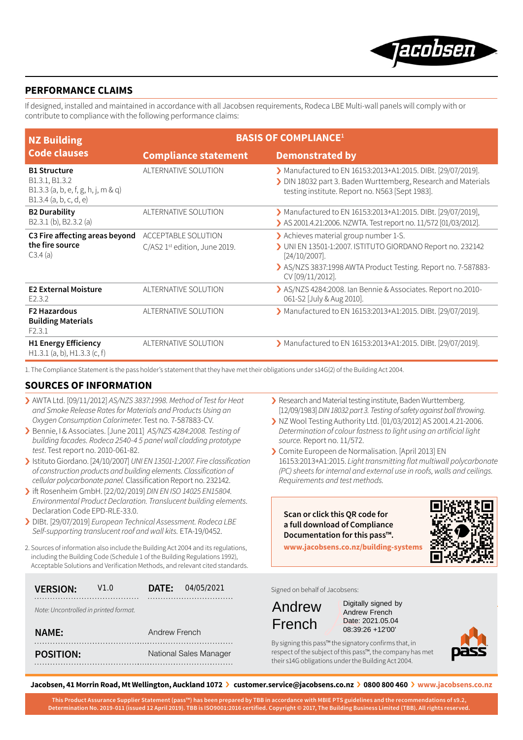## PERFORMANCE CLAIMS

If designed, installed and maintained in accordance with all Jacobsen requirements, Rodeca LBE Multi-wall panels will comply with or contribute to compliance with the following performance claims:

| NZ Building Code clauses | BASIS OF COMPLIANCE[1] | |
|---|---|---|
| | **Compliance statement** | **Demonstrated by** |
| **B1 Structure**<br>B1.3.1, B1.3.2<br>B1.3.3 (a, b, e, f, g, h, j, m & q)<br>B1.3.4 (a, b, c, d, e) | ALTERNATIVE SOLUTION | › Manufactured to EN 16153:2013+A1:2015. DIBt. [29/07/2019].<br>› DIN 18032 part 3. Baden Wurttemberg, Research and Materials testing institute. Report no. N563 [Sept 1983]. |
| **B2 Durability**<br>B2.3.1 (b), B2.3.2 (a) | ALTERNATIVE SOLUTION | › Manufactured to EN 16153:2013+A1:2015. DIBt. [29/07/2019],<br>› AS 2001.4.21:2006. NZWTA. Test report no. 11/572 [01/03/2012]. |
| **C3 Fire affecting areas beyond the fire source**<br>C3.4 (a) | ACCEPTABLE SOLUTION<br>C/AS2 1st edition, June 2019. | › Achieves material group number 1-S.<br>› UNI EN 13501-1:2007. ISTITUTO GIORDANO Report no. 232142 [24/10/2007].<br>› AS/NZS 3837:1998 AWTA Product Testing. Report no. 7-587883-CV [09/11/2012]. |
| **E2 External Moisture**<br>E2.3.2 | ALTERNATIVE SOLUTION | › AS/NZS 4284:2008. Ian Bennie & Associates. Report no.2010-061-S2 [July & Aug 2010]. |
| **F2 Hazardous Building Materials**<br>F2.3.1 | ALTERNATIVE SOLUTION | › Manufactured to EN 16153:2013+A1:2015. DIBt. [29/07/2019]. |
| **H1 Energy Efficiency**<br>H1.3.1 (a, b), H1.3.3 (c, f) | ALTERNATIVE SOLUTION | › Manufactured to EN 16153:2013+A1:2015. DIBt. [29/07/2019]. |

1. The Compliance Statement is the pass holder's statement that they have met their obligations under s14G(2) of the Building Act 2004.

## SOURCES OF INFORMATION

- AWTA Ltd. [09/11/2012] *AS/NZS 3837:1998. Method of Test for Heat and Smoke Release Rates for Materials and Products Using an Oxygen Consumption Calorimeter.* Test no. 7-587883-CV.
- Bennie, I & Associates. [June 2011] *AS/NZS 4284:2008. Testing of building facades. Rodeca 2540-4 5 panel wall cladding prototype test.* Test report no. 2010-061-82.
- Istituto Giordano. [24/10/2007] *UNI EN 13501-1:2007. Fire classification of construction products and building elements. Classification of cellular polycarbonate panel.* Classification Report no. 232142.
- ift Rosenheim GmbH. [22/02/2019] *DIN EN ISO 14025 EN15804. Environmental Product Declaration. Translucent building elements.* Declaration Code EPD-RLE-33.0.
- DIBt. [29/07/2019] *European Technical Assessment. Rodeca LBE Self-supporting translucent roof and wall kits.* ETA-19/0452.
- Research and Material testing institute, Baden Wurttemberg. [12/09/1983] *DIN 18032 part 3. Testing of safety against ball throwing.*
- NZ Wool Testing Authority Ltd. [01/03/2012] AS 2001.4.21-2006. *Determination of colour fastness to light using an artificial light source.* Report no. 11/572.
- Comite Europeen de Normalisation. [April 2013] EN 16153:2013+A1:2015. *Light transmitting flat multiwall polycarbonate (PC) sheets for internal and external use in roofs, walls and ceilings. Requirements and test methods.*

2. Sources of information also include the Building Act 2004 and its regulations, including the Building Code (Schedule 1 of the Building Regulations 1992), Acceptable Solutions and Verification Methods, and relevant cited standards.

**Scan or click this QR code for a full download of Compliance Documentation for this pass™.**
**www.jacobsens.co.nz/building-systems**

**VERSION:** V1.0 **DATE:** 04/05/2021

*Note: Uncontrolled in printed format.*

**NAME:** Andrew French

**POSITION:** National Sales Manager

Signed on behalf of Jacobsens:

Andrew French — Digitally signed by Andrew French Date: 2021.05.04 08:39:26 +12'00'

By signing this pass™ the signatory confirms that, in respect of the subject of this pass™, the company has met their s14G obligations under the Building Act 2004.

**Jacobsen, 41 Morrin Road, Mt Wellington, Auckland 1072 › customer.service@jacobsens.co.nz › 0800 800 460 › www.jacobsens.co.nz**

This Product Assurance Supplier Statement (pass™) has been prepared by TBB in accordance with MBIE PTS guidelines and the recommendations of s9.2, Determination No. 2019-011 (issued 12 April 2019). TBB is ISO9001:2016 certified. Copyright © 2017, The Building Business Limited (TBB). All rights reserved.